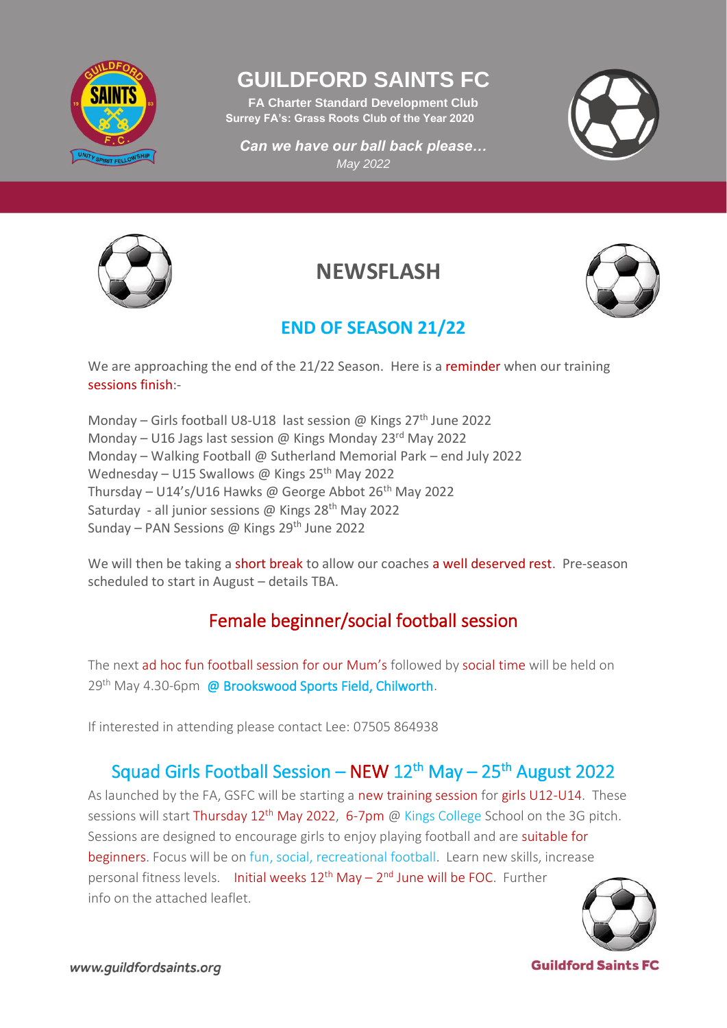# GUILDFORD SAINTS FC

**FA Charter Standard Development Club**

**Surrey FA's: Grass Roots Club of the Year 2020**

***Can we have our ball back please…***

*May 2022*

## NEWSFLASH

### END OF SEASON 21/22

We are approaching the end of the 21/22 Season. Here is a reminder when our training sessions finish:-

Monday – Girls football U8-U18 last session @ Kings 27th June 2022
Monday – U16 Jags last session @ Kings Monday 23rd May 2022
Monday – Walking Football @ Sutherland Memorial Park – end July 2022
Wednesday – U15 Swallows @ Kings 25th May 2022
Thursday – U14's/U16 Hawks @ George Abbot 26th May 2022
Saturday - all junior sessions @ Kings 28th May 2022
Sunday – PAN Sessions @ Kings 29th June 2022

We will then be taking a short break to allow our coaches a well deserved rest. Pre-season scheduled to start in August – details TBA.

### Female beginner/social football session

The next ad hoc fun football session for our Mum's followed by social time will be held on 29th May 4.30-6pm @ Brookswood Sports Field, Chilworth.

If interested in attending please contact Lee: 07505 864938

### Squad Girls Football Session – NEW 12th May – 25th August 2022

As launched by the FA, GSFC will be starting a new training session for girls U12-U14. These sessions will start Thursday 12th May 2022, 6-7pm @ Kings College School on the 3G pitch. Sessions are designed to encourage girls to enjoy playing football and are suitable for beginners. Focus will be on fun, social, recreational football. Learn new skills, increase personal fitness levels. Initial weeks 12th May – 2nd June will be FOC. Further info on the attached leaflet.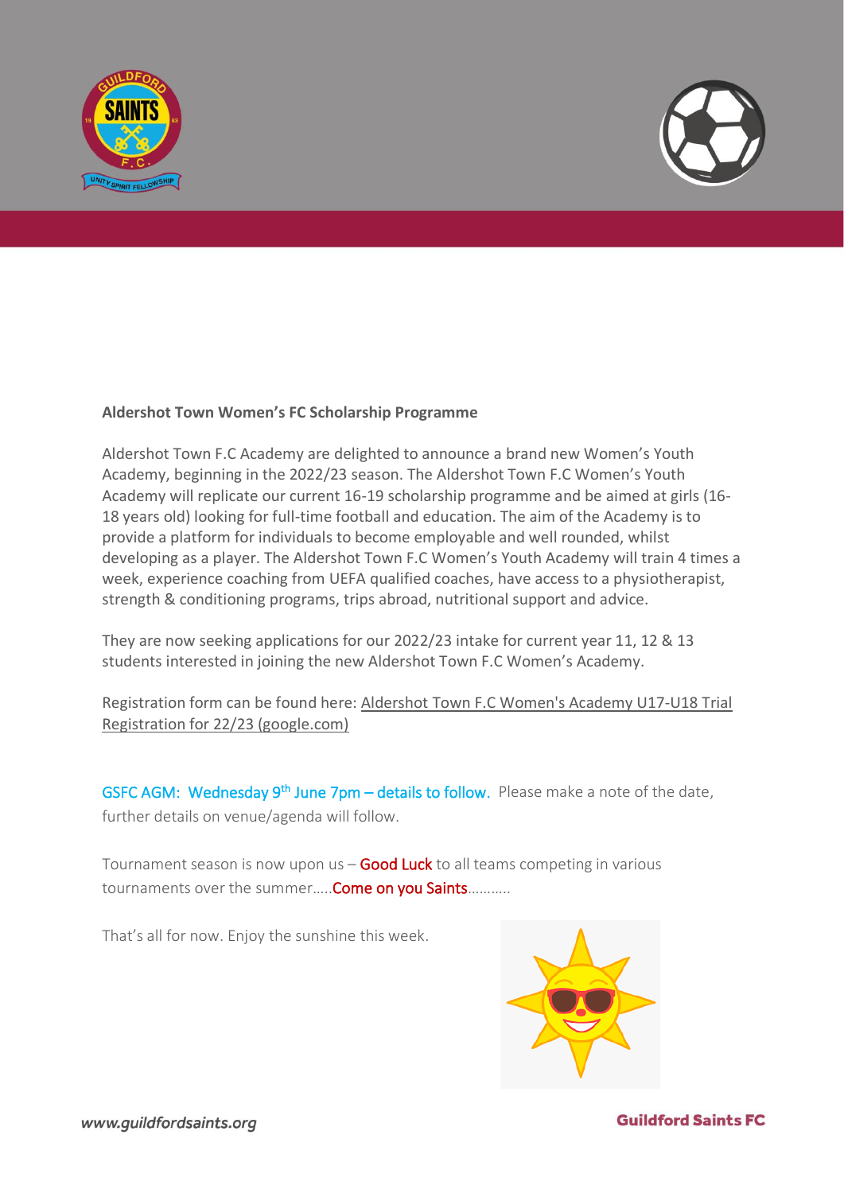**Aldershot Town Women's FC Scholarship Programme**

Aldershot Town F.C Academy are delighted to announce a brand new Women's Youth Academy, beginning in the 2022/23 season. The Aldershot Town F.C Women's Youth Academy will replicate our current 16-19 scholarship programme and be aimed at girls (16-18 years old) looking for full-time football and education. The aim of the Academy is to provide a platform for individuals to become employable and well rounded, whilst developing as a player. The Aldershot Town F.C Women's Youth Academy will train 4 times a week, experience coaching from UEFA qualified coaches, have access to a physiotherapist, strength & conditioning programs, trips abroad, nutritional support and advice.

They are now seeking applications for our 2022/23 intake for current year 11, 12 & 13 students interested in joining the new Aldershot Town F.C Women's Academy.

Registration form can be found here: Aldershot Town F.C Women's Academy U17-U18 Trial Registration for 22/23 (google.com)

GSFC AGM: Wednesday 9th June 7pm – details to follow. Please make a note of the date, further details on venue/agenda will follow.

Tournament season is now upon us – Good Luck to all teams competing in various tournaments over the summer.....Come on you Saints..........

That's all for now. Enjoy the sunshine this week.